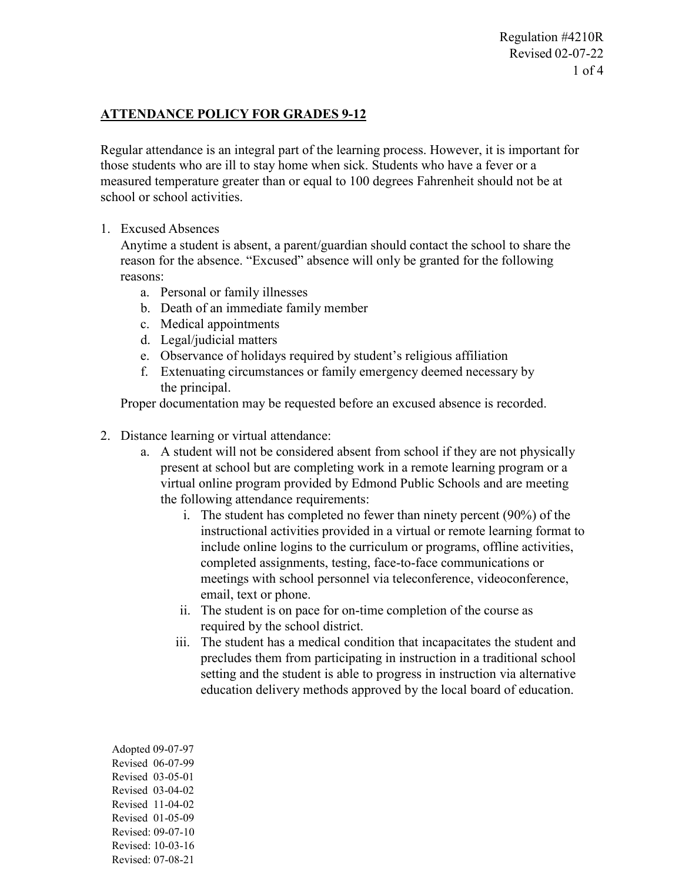Regulation #4210R
Revised 02-07-22

## ATTENDANCE POLICY FOR GRADES 9-12

Regular attendance is an integral part of the learning process. However, it is important for those students who are ill to stay home when sick. Students who have a fever or a measured temperature greater than or equal to 100 degrees Fahrenheit should not be at school or school activities.

1. Excused Absences
   Anytime a student is absent, a parent/guardian should contact the school to share the reason for the absence. "Excused" absence will only be granted for the following reasons:
   a. Personal or family illnesses
   b. Death of an immediate family member
   c. Medical appointments
   d. Legal/judicial matters
   e. Observance of holidays required by student's religious affiliation
   f. Extenuating circumstances or family emergency deemed necessary by the principal.

   Proper documentation may be requested before an excused absence is recorded.

2. Distance learning or virtual attendance:
   a. A student will not be considered absent from school if they are not physically present at school but are completing work in a remote learning program or a virtual online program provided by Edmond Public Schools and are meeting the following attendance requirements:
      i. The student has completed no fewer than ninety percent (90%) of the instructional activities provided in a virtual or remote learning format to include online logins to the curriculum or programs, offline activities, completed assignments, testing, face-to-face communications or meetings with school personnel via teleconference, videoconference, email, text or phone.
      ii. The student is on pace for on-time completion of the course as required by the school district.
      iii. The student has a medical condition that incapacitates the student and precludes them from participating in instruction in a traditional school setting and the student is able to progress in instruction via alternative education delivery methods approved by the local board of education.

Adopted 09-07-97
Revised 06-07-99
Revised 03-05-01
Revised 03-04-02
Revised 11-04-02
Revised 01-05-09
Revised: 09-07-10
Revised: 10-03-16
Revised: 07-08-21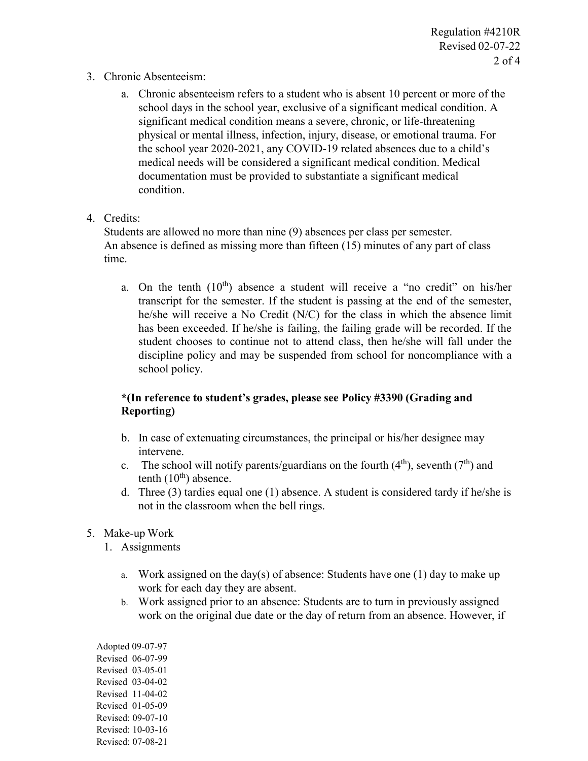3. Chronic Absenteeism:

   a. Chronic absenteeism refers to a student who is absent 10 percent or more of the school days in the school year, exclusive of a significant medical condition. A significant medical condition means a severe, chronic, or life-threatening physical or mental illness, infection, injury, disease, or emotional trauma. For the school year 2020-2021, any COVID-19 related absences due to a child's medical needs will be considered a significant medical condition. Medical documentation must be provided to substantiate a significant medical condition.

4. Credits:
   Students are allowed no more than nine (9) absences per class per semester.
   An absence is defined as missing more than fifteen (15) minutes of any part of class time.

   a. On the tenth (10th) absence a student will receive a "no credit" on his/her transcript for the semester. If the student is passing at the end of the semester, he/she will receive a No Credit (N/C) for the class in which the absence limit has been exceeded. If he/she is failing, the failing grade will be recorded. If the student chooses to continue not to attend class, then he/she will fall under the discipline policy and may be suspended from school for noncompliance with a school policy.

   **\*(In reference to student's grades, please see Policy #3390 (Grading and Reporting)**

   b. In case of extenuating circumstances, the principal or his/her designee may intervene.
   c. The school will notify parents/guardians on the fourth (4th), seventh (7th) and tenth (10th) absence.
   d. Three (3) tardies equal one (1) absence. A student is considered tardy if he/she is not in the classroom when the bell rings.

5. Make-up Work
   1. Assignments

      a. Work assigned on the day(s) of absence: Students have one (1) day to make up work for each day they are absent.
      b. Work assigned prior to an absence: Students are to turn in previously assigned work on the original due date or the day of return from an absence. However, if

Adopted 09-07-97
Revised 06-07-99
Revised 03-05-01
Revised 03-04-02
Revised 11-04-02
Revised 01-05-09
Revised: 09-07-10
Revised: 10-03-16
Revised: 07-08-21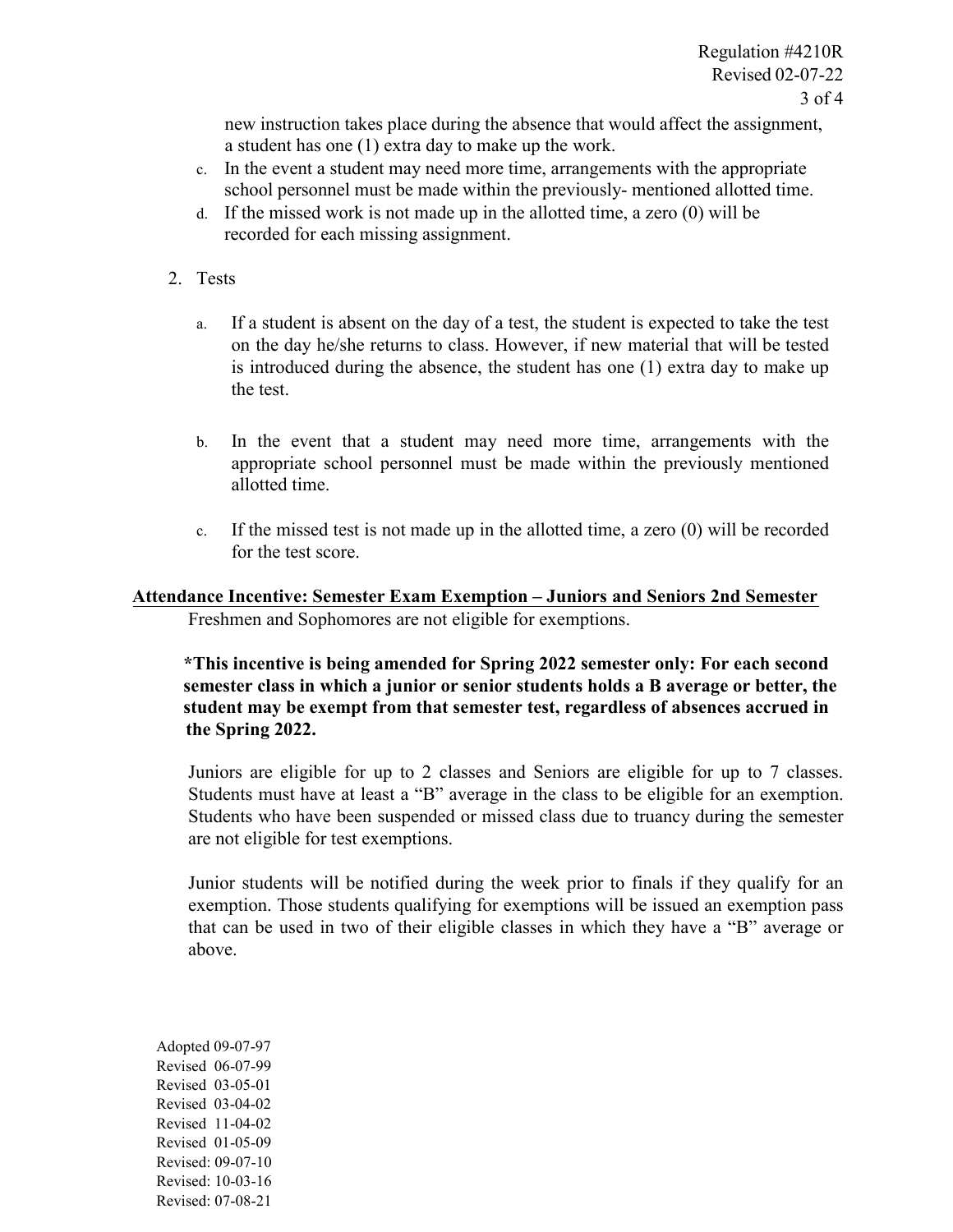new instruction takes place during the absence that would affect the assignment, a student has one (1) extra day to make up the work.

c. In the event a student may need more time, arrangements with the appropriate school personnel must be made within the previously- mentioned allotted time.

d. If the missed work is not made up in the allotted time, a zero (0) will be recorded for each missing assignment.

2. Tests

   a. If a student is absent on the day of a test, the student is expected to take the test on the day he/she returns to class. However, if new material that will be tested is introduced during the absence, the student has one (1) extra day to make up the test.

   b. In the event that a student may need more time, arrangements with the appropriate school personnel must be made within the previously mentioned allotted time.

   c. If the missed test is not made up in the allotted time, a zero (0) will be recorded for the test score.

**<u>Attendance Incentive: Semester Exam Exemption – Juniors and Seniors 2nd Semester</u>**

Freshmen and Sophomores are not eligible for exemptions.

***This incentive is being amended for Spring 2022 semester only: For each second semester class in which a junior or senior students holds a B average or better, the student may be exempt from that semester test, regardless of absences accrued in the Spring 2022.**

Juniors are eligible for up to 2 classes and Seniors are eligible for up to 7 classes. Students must have at least a "B" average in the class to be eligible for an exemption. Students who have been suspended or missed class due to truancy during the semester are not eligible for test exemptions.

Junior students will be notified during the week prior to finals if they qualify for an exemption. Those students qualifying for exemptions will be issued an exemption pass that can be used in two of their eligible classes in which they have a "B" average or above.

Adopted 09-07-97
Revised 06-07-99
Revised 03-05-01
Revised 03-04-02
Revised 11-04-02
Revised 01-05-09
Revised: 09-07-10
Revised: 10-03-16
Revised: 07-08-21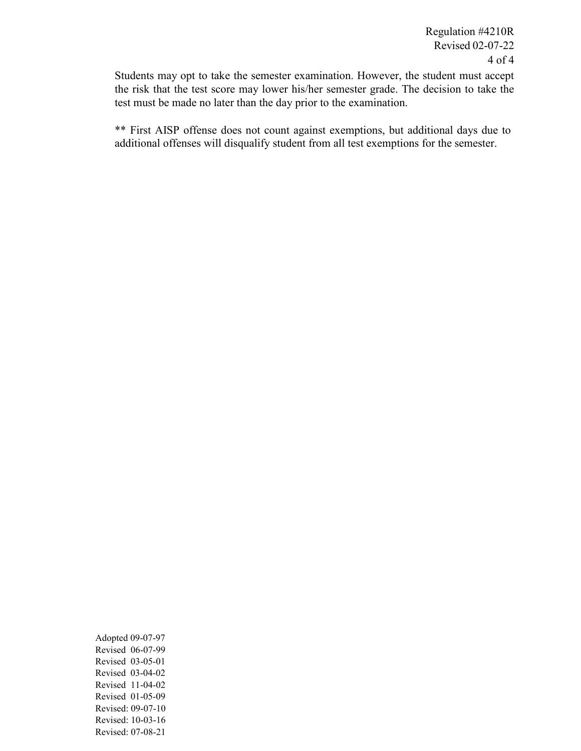Students may opt to take the semester examination. However, the student must accept the risk that the test score may lower his/her semester grade. The decision to take the test must be made no later than the day prior to the examination.

** First AISP offense does not count against exemptions, but additional days due to additional offenses will disqualify student from all test exemptions for the semester.

Adopted 09-07-97
Revised 06-07-99
Revised 03-05-01
Revised 03-04-02
Revised 11-04-02
Revised 01-05-09
Revised: 09-07-10
Revised: 10-03-16
Revised: 07-08-21